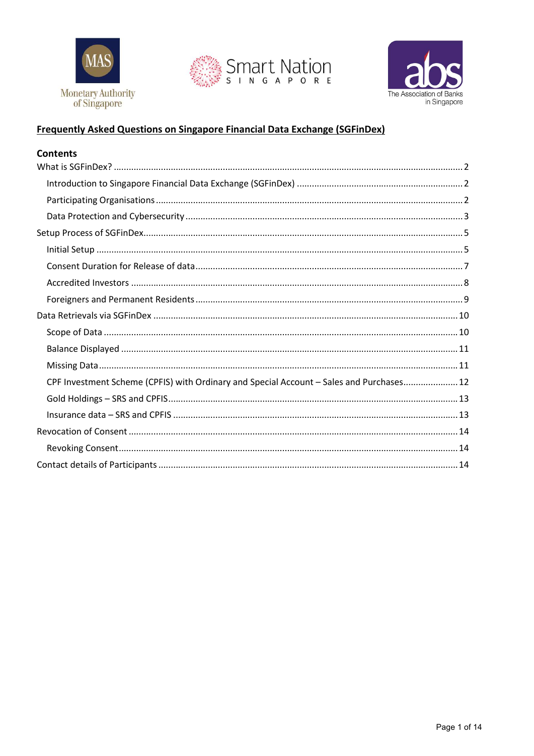Monetary Authority of Singapore

Smart Nation Singapore

The Association of Banks in Singapore

# Frequently Asked Questions on Singapore Financial Data Exchange (SGFinDex)

## Contents

- What is SGFinDex? ... 2
  - Introduction to Singapore Financial Data Exchange (SGFinDex) ... 2
  - Participating Organisations ... 2
  - Data Protection and Cybersecurity ... 3
- Setup Process of SGFinDex ... 5
  - Initial Setup ... 5
  - Consent Duration for Release of data ... 7
  - Accredited Investors ... 8
  - Foreigners and Permanent Residents ... 9
- Data Retrievals via SGFinDex ... 10
  - Scope of Data ... 10
  - Balance Displayed ... 11
  - Missing Data ... 11
  - CPF Investment Scheme (CPFIS) with Ordinary and Special Account – Sales and Purchases ... 12
  - Gold Holdings – SRS and CPFIS ... 13
  - Insurance data – SRS and CPFIS ... 13
- Revocation of Consent ... 14
  - Revoking Consent ... 14
- Contact details of Participants ... 14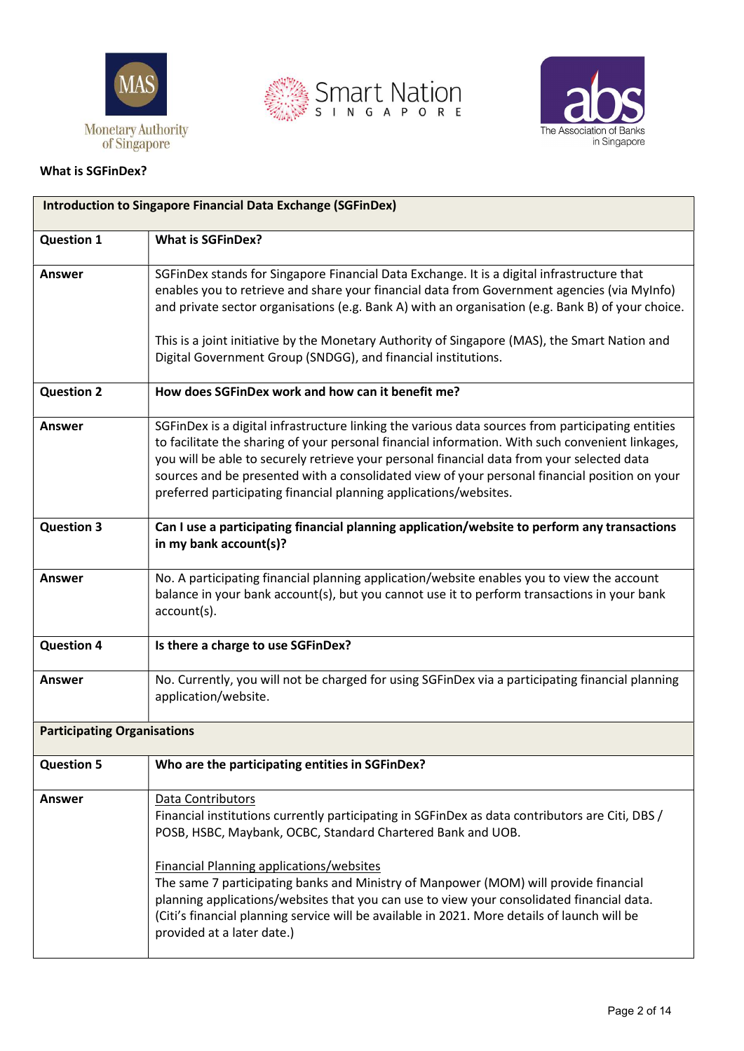**What is SGFinDex?**

| Introduction to Singapore Financial Data Exchange (SGFinDex) | |
|---|---|
| **Question 1** | **What is SGFinDex?** |
| **Answer** | SGFinDex stands for Singapore Financial Data Exchange. It is a digital infrastructure that enables you to retrieve and share your financial data from Government agencies (via MyInfo) and private sector organisations (e.g. Bank A) with an organisation (e.g. Bank B) of your choice.<br><br>This is a joint initiative by the Monetary Authority of Singapore (MAS), the Smart Nation and Digital Government Group (SNDGG), and financial institutions. |
| **Question 2** | **How does SGFinDex work and how can it benefit me?** |
| **Answer** | SGFinDex is a digital infrastructure linking the various data sources from participating entities to facilitate the sharing of your personal financial information. With such convenient linkages, you will be able to securely retrieve your personal financial data from your selected data sources and be presented with a consolidated view of your personal financial position on your preferred participating financial planning applications/websites. |
| **Question 3** | **Can I use a participating financial planning application/website to perform any transactions in my bank account(s)?** |
| **Answer** | No. A participating financial planning application/website enables you to view the account balance in your bank account(s), but you cannot use it to perform transactions in your bank account(s). |
| **Question 4** | **Is there a charge to use SGFinDex?** |
| **Answer** | No. Currently, you will not be charged for using SGFinDex via a participating financial planning application/website. |
| **Participating Organisations** | |
| **Question 5** | **Who are the participating entities in SGFinDex?** |
| **Answer** | <u>Data Contributors</u><br>Financial institutions currently participating in SGFinDex as data contributors are Citi, DBS / POSB, HSBC, Maybank, OCBC, Standard Chartered Bank and UOB.<br><br><u>Financial Planning applications/websites</u><br>The same 7 participating banks and Ministry of Manpower (MOM) will provide financial planning applications/websites that you can use to view your consolidated financial data. (Citi's financial planning service will be available in 2021. More details of launch will be provided at a later date.) |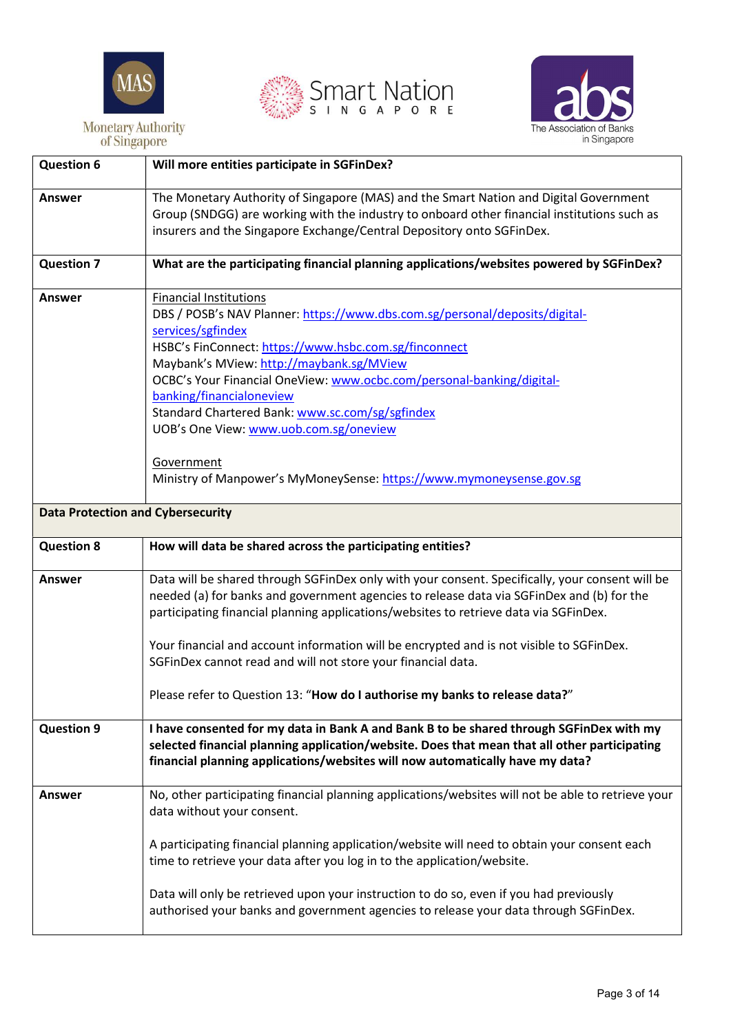| | |
|---|---|
| **Question 6** | **Will more entities participate in SGFinDex?** |
| **Answer** | The Monetary Authority of Singapore (MAS) and the Smart Nation and Digital Government Group (SNDGG) are working with the industry to onboard other financial institutions such as insurers and the Singapore Exchange/Central Depository onto SGFinDex. |
| **Question 7** | **What are the participating financial planning applications/websites powered by SGFinDex?** |
| **Answer** | Financial Institutions<br>DBS / POSB's NAV Planner: https://www.dbs.com.sg/personal/deposits/digital-services/sgfindex<br>HSBC's FinConnect: https://www.hsbc.com.sg/finconnect<br>Maybank's MView: http://maybank.sg/MView<br>OCBC's Your Financial OneView: www.ocbc.com/personal-banking/digital-banking/financialoneview<br>Standard Chartered Bank: www.sc.com/sg/sgfindex<br>UOB's One View: www.uob.com.sg/oneview<br><br>Government<br>Ministry of Manpower's MyMoneySense: https://www.mymoneysense.gov.sg |

**Data Protection and Cybersecurity**

| | |
|---|---|
| **Question 8** | **How will data be shared across the participating entities?** |
| **Answer** | Data will be shared through SGFinDex only with your consent. Specifically, your consent will be needed (a) for banks and government agencies to release data via SGFinDex and (b) for the participating financial planning applications/websites to retrieve data via SGFinDex.<br><br>Your financial and account information will be encrypted and is not visible to SGFinDex. SGFinDex cannot read and will not store your financial data.<br><br>Please refer to Question 13: "**How do I authorise my banks to release data?**" |
| **Question 9** | **I have consented for my data in Bank A and Bank B to be shared through SGFinDex with my selected financial planning application/website. Does that mean that all other participating financial planning applications/websites will now automatically have my data?** |
| **Answer** | No, other participating financial planning applications/websites will not be able to retrieve your data without your consent.<br><br>A participating financial planning application/website will need to obtain your consent each time to retrieve your data after you log in to the application/website.<br><br>Data will only be retrieved upon your instruction to do so, even if you had previously authorised your banks and government agencies to release your data through SGFinDex. |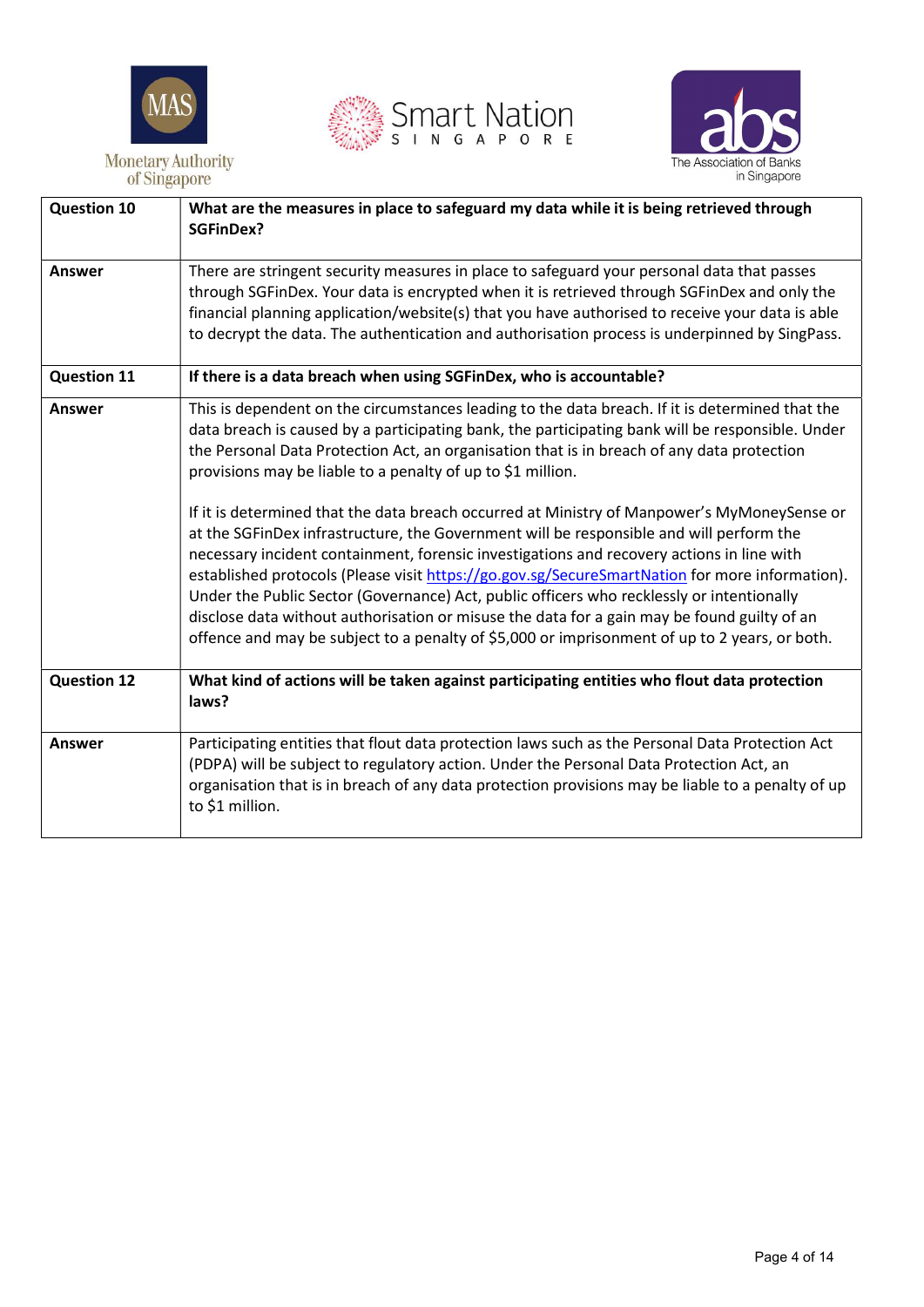| **Question 10** | **What are the measures in place to safeguard my data while it is being retrieved through SGFinDex?** |
|---|---|
| **Answer** | There are stringent security measures in place to safeguard your personal data that passes through SGFinDex. Your data is encrypted when it is retrieved through SGFinDex and only the financial planning application/website(s) that you have authorised to receive your data is able to decrypt the data. The authentication and authorisation process is underpinned by SingPass. |
| **Question 11** | **If there is a data breach when using SGFinDex, who is accountable?** |
| **Answer** | This is dependent on the circumstances leading to the data breach. If it is determined that the data breach is caused by a participating bank, the participating bank will be responsible. Under the Personal Data Protection Act, an organisation that is in breach of any data protection provisions may be liable to a penalty of up to $1 million.<br><br>If it is determined that the data breach occurred at Ministry of Manpower's MyMoneySense or at the SGFinDex infrastructure, the Government will be responsible and will perform the necessary incident containment, forensic investigations and recovery actions in line with established protocols (Please visit [https://go.gov.sg/SecureSmartNation](https://go.gov.sg/SecureSmartNation) for more information). Under the Public Sector (Governance) Act, public officers who recklessly or intentionally disclose data without authorisation or misuse the data for a gain may be found guilty of an offence and may be subject to a penalty of $5,000 or imprisonment of up to 2 years, or both. |
| **Question 12** | **What kind of actions will be taken against participating entities who flout data protection laws?** |
| **Answer** | Participating entities that flout data protection laws such as the Personal Data Protection Act (PDPA) will be subject to regulatory action. Under the Personal Data Protection Act, an organisation that is in breach of any data protection provisions may be liable to a penalty of up to $1 million. |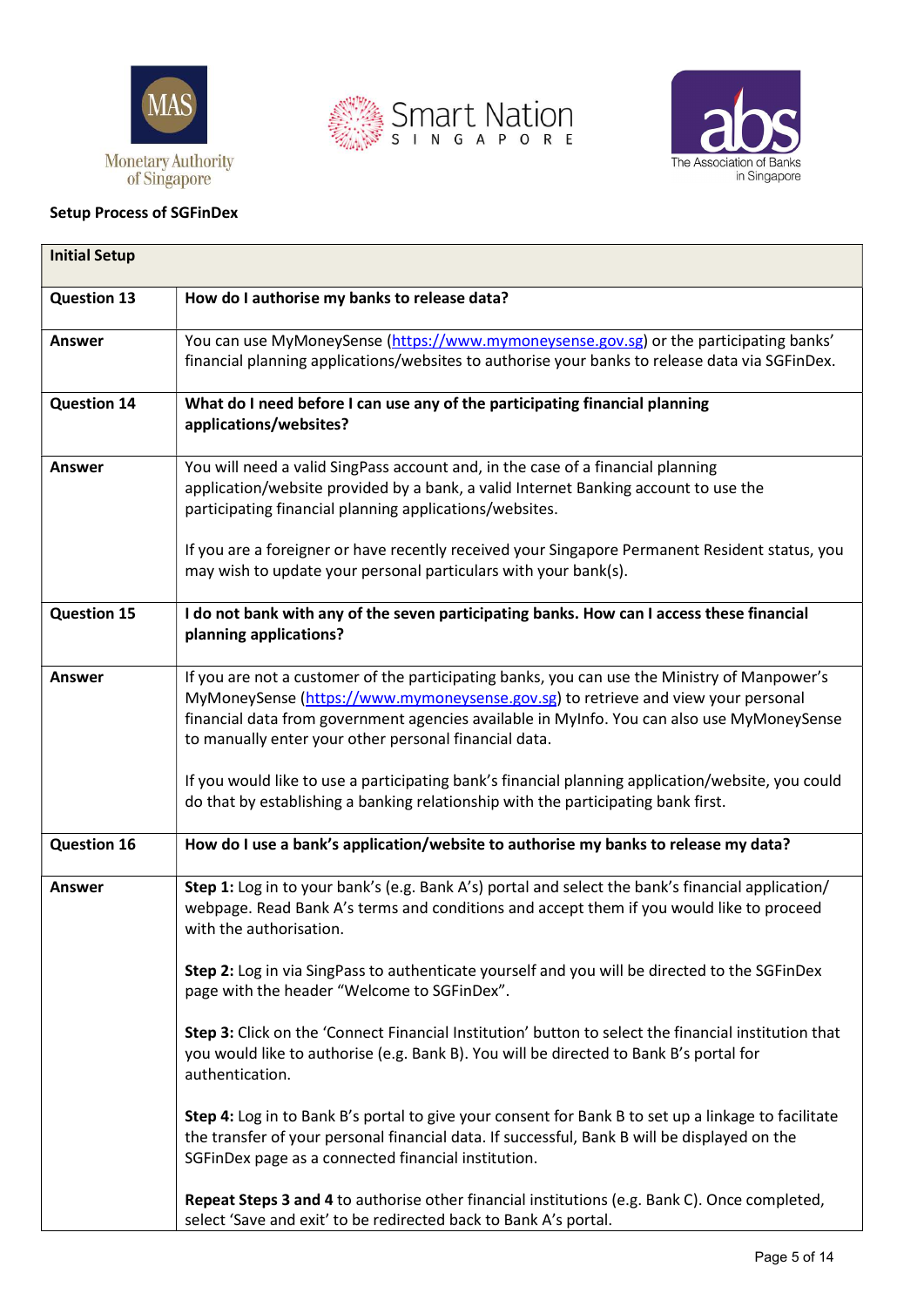**Setup Process of SGFinDex**

| **Initial Setup** | |
|---|---|
| **Question 13** | **How do I authorise my banks to release data?** |
| **Answer** | You can use MyMoneySense (https://www.mymoneysense.gov.sg) or the participating banks' financial planning applications/websites to authorise your banks to release data via SGFinDex. |
| **Question 14** | **What do I need before I can use any of the participating financial planning applications/websites?** |
| **Answer** | You will need a valid SingPass account and, in the case of a financial planning application/website provided by a bank, a valid Internet Banking account to use the participating financial planning applications/websites.<br><br>If you are a foreigner or have recently received your Singapore Permanent Resident status, you may wish to update your personal particulars with your bank(s). |
| **Question 15** | **I do not bank with any of the seven participating banks. How can I access these financial planning applications?** |
| **Answer** | If you are not a customer of the participating banks, you can use the Ministry of Manpower's MyMoneySense (https://www.mymoneysense.gov.sg) to retrieve and view your personal financial data from government agencies available in MyInfo. You can also use MyMoneySense to manually enter your other personal financial data.<br><br>If you would like to use a participating bank's financial planning application/website, you could do that by establishing a banking relationship with the participating bank first. |
| **Question 16** | **How do I use a bank's application/website to authorise my banks to release my data?** |
| **Answer** | **Step 1:** Log in to your bank's (e.g. Bank A's) portal and select the bank's financial application/ webpage. Read Bank A's terms and conditions and accept them if you would like to proceed with the authorisation.<br><br>**Step 2:** Log in via SingPass to authenticate yourself and you will be directed to the SGFinDex page with the header "Welcome to SGFinDex".<br><br>**Step 3:** Click on the 'Connect Financial Institution' button to select the financial institution that you would like to authorise (e.g. Bank B). You will be directed to Bank B's portal for authentication.<br><br>**Step 4:** Log in to Bank B's portal to give your consent for Bank B to set up a linkage to facilitate the transfer of your personal financial data. If successful, Bank B will be displayed on the SGFinDex page as a connected financial institution.<br><br>**Repeat Steps 3 and 4** to authorise other financial institutions (e.g. Bank C). Once completed, select 'Save and exit' to be redirected back to Bank A's portal. |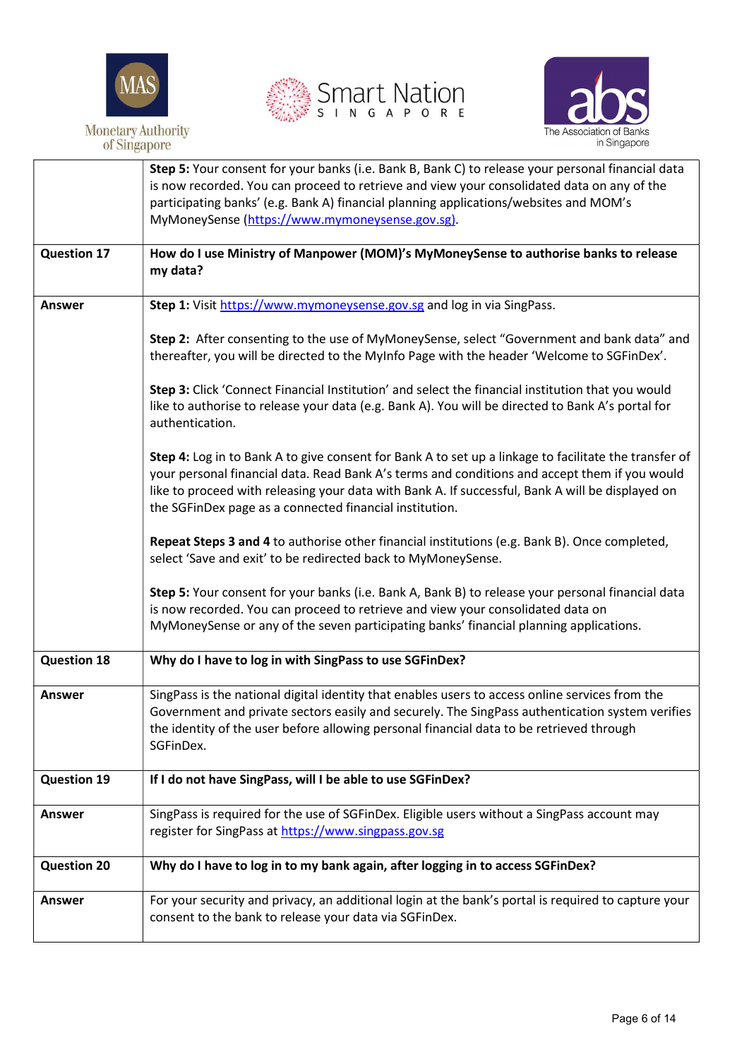| | |
|---|---|
| | **Step 5:** Your consent for your banks (i.e. Bank B, Bank C) to release your personal financial data is now recorded. You can proceed to retrieve and view your consolidated data on any of the participating banks' (e.g. Bank A) financial planning applications/websites and MOM's MyMoneySense (https://www.mymoneysense.gov.sg). |
| **Question 17** | **How do I use Ministry of Manpower (MOM)'s MyMoneySense to authorise banks to release my data?** |
| **Answer** | **Step 1:** Visit https://www.mymoneysense.gov.sg and log in via SingPass.<br><br>**Step 2:** After consenting to the use of MyMoneySense, select "Government and bank data" and thereafter, you will be directed to the MyInfo Page with the header 'Welcome to SGFinDex'.<br><br>**Step 3:** Click 'Connect Financial Institution' and select the financial institution that you would like to authorise to release your data (e.g. Bank A). You will be directed to Bank A's portal for authentication.<br><br>**Step 4:** Log in to Bank A to give consent for Bank A to set up a linkage to facilitate the transfer of your personal financial data. Read Bank A's terms and conditions and accept them if you would like to proceed with releasing your data with Bank A. If successful, Bank A will be displayed on the SGFinDex page as a connected financial institution.<br><br>**Repeat Steps 3 and 4** to authorise other financial institutions (e.g. Bank B). Once completed, select 'Save and exit' to be redirected back to MyMoneySense.<br><br>**Step 5:** Your consent for your banks (i.e. Bank A, Bank B) to release your personal financial data is now recorded. You can proceed to retrieve and view your consolidated data on MyMoneySense or any of the seven participating banks' financial planning applications. |
| **Question 18** | **Why do I have to log in with SingPass to use SGFinDex?** |
| **Answer** | SingPass is the national digital identity that enables users to access online services from the Government and private sectors easily and securely. The SingPass authentication system verifies the identity of the user before allowing personal financial data to be retrieved through SGFinDex. |
| **Question 19** | **If I do not have SingPass, will I be able to use SGFinDex?** |
| **Answer** | SingPass is required for the use of SGFinDex. Eligible users without a SingPass account may register for SingPass at https://www.singpass.gov.sg |
| **Question 20** | **Why do I have to log in to my bank again, after logging in to access SGFinDex?** |
| **Answer** | For your security and privacy, an additional login at the bank's portal is required to capture your consent to the bank to release your data via SGFinDex. |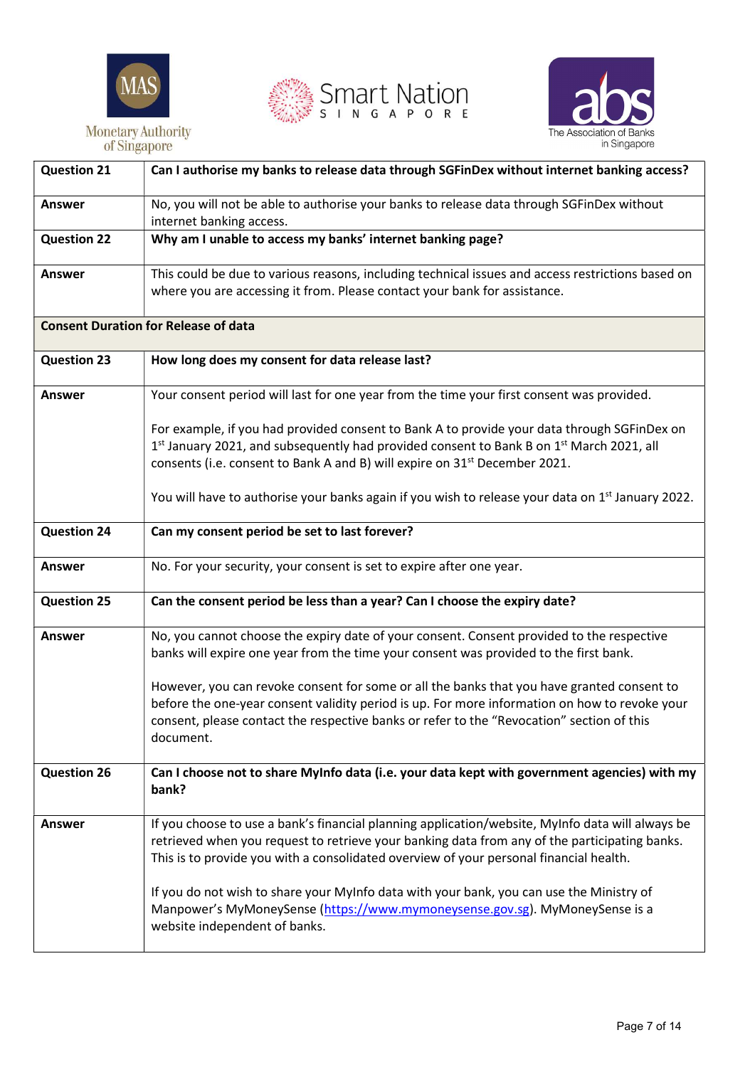| Question 21 | Can I authorise my banks to release data through SGFinDex without internet banking access? |
|---|---|
| Answer | No, you will not be able to authorise your banks to release data through SGFinDex without internet banking access. |
| Question 22 | **Why am I unable to access my banks' internet banking page?** |
| Answer | This could be due to various reasons, including technical issues and access restrictions based on where you are accessing it from. Please contact your bank for assistance. |
| **Consent Duration for Release of data** | |
| Question 23 | **How long does my consent for data release last?** |
| Answer | Your consent period will last for one year from the time your first consent was provided.<br><br>For example, if you had provided consent to Bank A to provide your data through SGFinDex on 1st January 2021, and subsequently had provided consent to Bank B on 1st March 2021, all consents (i.e. consent to Bank A and B) will expire on 31st December 2021.<br><br>You will have to authorise your banks again if you wish to release your data on 1st January 2022. |
| Question 24 | **Can my consent period be set to last forever?** |
| Answer | No. For your security, your consent is set to expire after one year. |
| Question 25 | **Can the consent period be less than a year? Can I choose the expiry date?** |
| Answer | No, you cannot choose the expiry date of your consent. Consent provided to the respective banks will expire one year from the time your consent was provided to the first bank.<br><br>However, you can revoke consent for some or all the banks that you have granted consent to before the one-year consent validity period is up. For more information on how to revoke your consent, please contact the respective banks or refer to the "Revocation" section of this document. |
| Question 26 | **Can I choose not to share MyInfo data (i.e. your data kept with government agencies) with my bank?** |
| Answer | If you choose to use a bank's financial planning application/website, MyInfo data will always be retrieved when you request to retrieve your banking data from any of the participating banks. This is to provide you with a consolidated overview of your personal financial health.<br><br>If you do not wish to share your MyInfo data with your bank, you can use the Ministry of Manpower's MyMoneySense (https://www.mymoneysense.gov.sg). MyMoneySense is a website independent of banks. |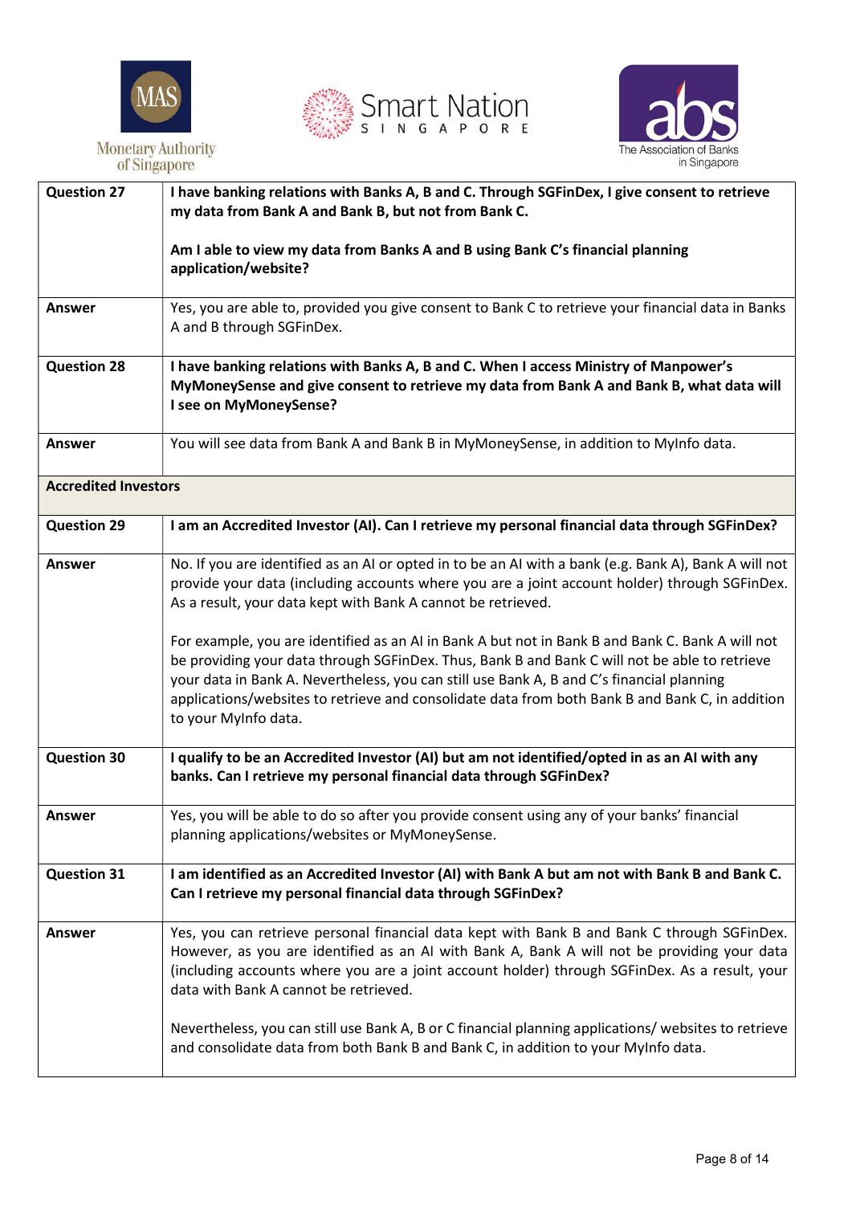| | |
|---|---|
| **Question 27** | **I have banking relations with Banks A, B and C. Through SGFinDex, I give consent to retrieve my data from Bank A and Bank B, but not from Bank C.**<br><br>**Am I able to view my data from Banks A and B using Bank C's financial planning application/website?** |
| **Answer** | Yes, you are able to, provided you give consent to Bank C to retrieve your financial data in Banks A and B through SGFinDex. |
| **Question 28** | **I have banking relations with Banks A, B and C. When I access Ministry of Manpower's MyMoneySense and give consent to retrieve my data from Bank A and Bank B, what data will I see on MyMoneySense?** |
| **Answer** | You will see data from Bank A and Bank B in MyMoneySense, in addition to MyInfo data. |
| **Accredited Investors** | |
| **Question 29** | **I am an Accredited Investor (AI). Can I retrieve my personal financial data through SGFinDex?** |
| **Answer** | No. If you are identified as an AI or opted in to be an AI with a bank (e.g. Bank A), Bank A will not provide your data (including accounts where you are a joint account holder) through SGFinDex. As a result, your data kept with Bank A cannot be retrieved.<br><br>For example, you are identified as an AI in Bank A but not in Bank B and Bank C. Bank A will not be providing your data through SGFinDex. Thus, Bank B and Bank C will not be able to retrieve your data in Bank A. Nevertheless, you can still use Bank A, B and C's financial planning applications/websites to retrieve and consolidate data from both Bank B and Bank C, in addition to your MyInfo data. |
| **Question 30** | **I qualify to be an Accredited Investor (AI) but am not identified/opted in as an AI with any banks. Can I retrieve my personal financial data through SGFinDex?** |
| **Answer** | Yes, you will be able to do so after you provide consent using any of your banks' financial planning applications/websites or MyMoneySense. |
| **Question 31** | **I am identified as an Accredited Investor (AI) with Bank A but am not with Bank B and Bank C. Can I retrieve my personal financial data through SGFinDex?** |
| **Answer** | Yes, you can retrieve personal financial data kept with Bank B and Bank C through SGFinDex. However, as you are identified as an AI with Bank A, Bank A will not be providing your data (including accounts where you are a joint account holder) through SGFinDex. As a result, your data with Bank A cannot be retrieved.<br><br>Nevertheless, you can still use Bank A, B or C financial planning applications/ websites to retrieve and consolidate data from both Bank B and Bank C, in addition to your MyInfo data. |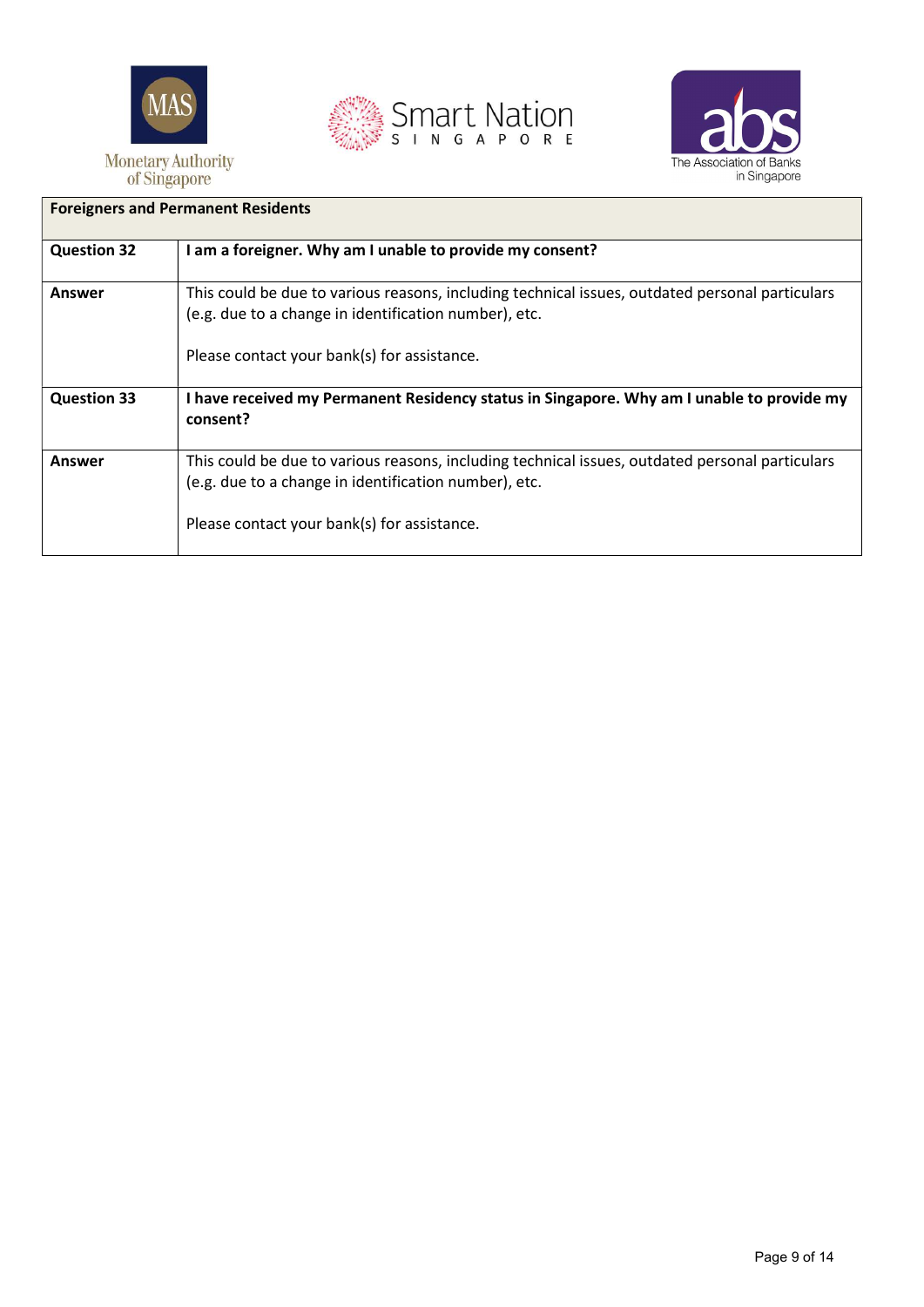| Foreigners and Permanent Residents | |
|---|---|
| **Question 32** | **I am a foreigner. Why am I unable to provide my consent?** |
| **Answer** | This could be due to various reasons, including technical issues, outdated personal particulars (e.g. due to a change in identification number), etc.<br><br>Please contact your bank(s) for assistance. |
| **Question 33** | **I have received my Permanent Residency status in Singapore. Why am I unable to provide my consent?** |
| **Answer** | This could be due to various reasons, including technical issues, outdated personal particulars (e.g. due to a change in identification number), etc.<br><br>Please contact your bank(s) for assistance. |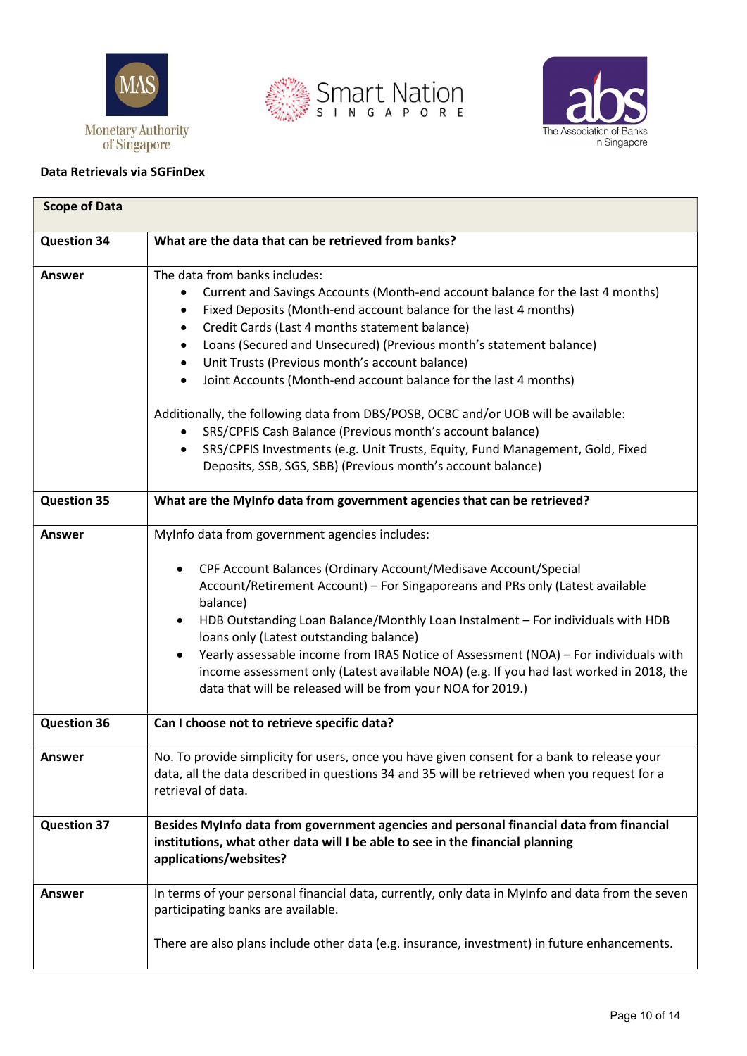**Data Retrievals via SGFinDex**

| **Scope of Data** | |
|---|---|
| **Question 34** | **What are the data that can be retrieved from banks?** |
| **Answer** | The data from banks includes:<br>• Current and Savings Accounts (Month-end account balance for the last 4 months)<br>• Fixed Deposits (Month-end account balance for the last 4 months)<br>• Credit Cards (Last 4 months statement balance)<br>• Loans (Secured and Unsecured) (Previous month's statement balance)<br>• Unit Trusts (Previous month's account balance)<br>• Joint Accounts (Month-end account balance for the last 4 months)<br><br>Additionally, the following data from DBS/POSB, OCBC and/or UOB will be available:<br>• SRS/CPFIS Cash Balance (Previous month's account balance)<br>• SRS/CPFIS Investments (e.g. Unit Trusts, Equity, Fund Management, Gold, Fixed Deposits, SSB, SGS, SBB) (Previous month's account balance) |
| **Question 35** | **What are the MyInfo data from government agencies that can be retrieved?** |
| **Answer** | MyInfo data from government agencies includes:<br><br>• CPF Account Balances (Ordinary Account/Medisave Account/Special Account/Retirement Account) – For Singaporeans and PRs only (Latest available balance)<br>• HDB Outstanding Loan Balance/Monthly Loan Instalment – For individuals with HDB loans only (Latest outstanding balance)<br>• Yearly assessable income from IRAS Notice of Assessment (NOA) – For individuals with income assessment only (Latest available NOA) (e.g. If you had last worked in 2018, the data that will be released will be from your NOA for 2019.) |
| **Question 36** | **Can I choose not to retrieve specific data?** |
| **Answer** | No. To provide simplicity for users, once you have given consent for a bank to release your data, all the data described in questions 34 and 35 will be retrieved when you request for a retrieval of data. |
| **Question 37** | **Besides MyInfo data from government agencies and personal financial data from financial institutions, what other data will I be able to see in the financial planning applications/websites?** |
| **Answer** | In terms of your personal financial data, currently, only data in MyInfo and data from the seven participating banks are available.<br><br>There are also plans include other data (e.g. insurance, investment) in future enhancements. |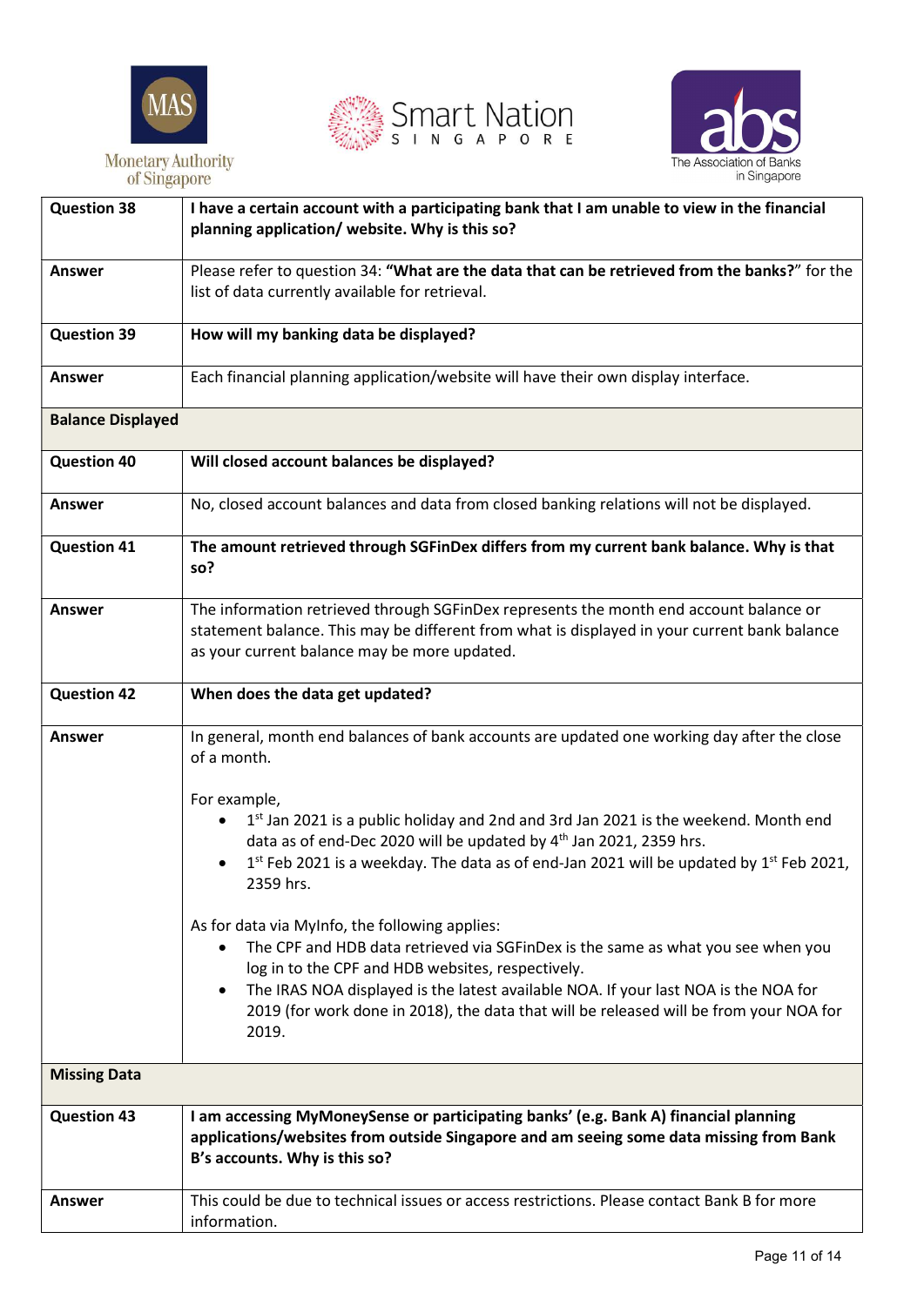| | |
|---|---|
| **Question 38** | **I have a certain account with a participating bank that I am unable to view in the financial planning application/ website. Why is this so?** |
| **Answer** | Please refer to question 34: **"What are the data that can be retrieved from the banks?"** for the list of data currently available for retrieval. |
| **Question 39** | **How will my banking data be displayed?** |
| **Answer** | Each financial planning application/website will have their own display interface. |
| **Balance Displayed** | |
| **Question 40** | **Will closed account balances be displayed?** |
| **Answer** | No, closed account balances and data from closed banking relations will not be displayed. |
| **Question 41** | **The amount retrieved through SGFinDex differs from my current bank balance. Why is that so?** |
| **Answer** | The information retrieved through SGFinDex represents the month end account balance or statement balance. This may be different from what is displayed in your current bank balance as your current balance may be more updated. |
| **Question 42** | **When does the data get updated?** |
| **Answer** | In general, month end balances of bank accounts are updated one working day after the close of a month.<br><br>For example,<br>• 1st Jan 2021 is a public holiday and 2nd and 3rd Jan 2021 is the weekend. Month end data as of end-Dec 2020 will be updated by 4th Jan 2021, 2359 hrs.<br>• 1st Feb 2021 is a weekday. The data as of end-Jan 2021 will be updated by 1st Feb 2021, 2359 hrs.<br><br>As for data via MyInfo, the following applies:<br>• The CPF and HDB data retrieved via SGFinDex is the same as what you see when you log in to the CPF and HDB websites, respectively.<br>• The IRAS NOA displayed is the latest available NOA. If your last NOA is the NOA for 2019 (for work done in 2018), the data that will be released will be from your NOA for 2019. |
| **Missing Data** | |
| **Question 43** | **I am accessing MyMoneySense or participating banks' (e.g. Bank A) financial planning applications/websites from outside Singapore and am seeing some data missing from Bank B's accounts. Why is this so?** |
| **Answer** | This could be due to technical issues or access restrictions. Please contact Bank B for more information. |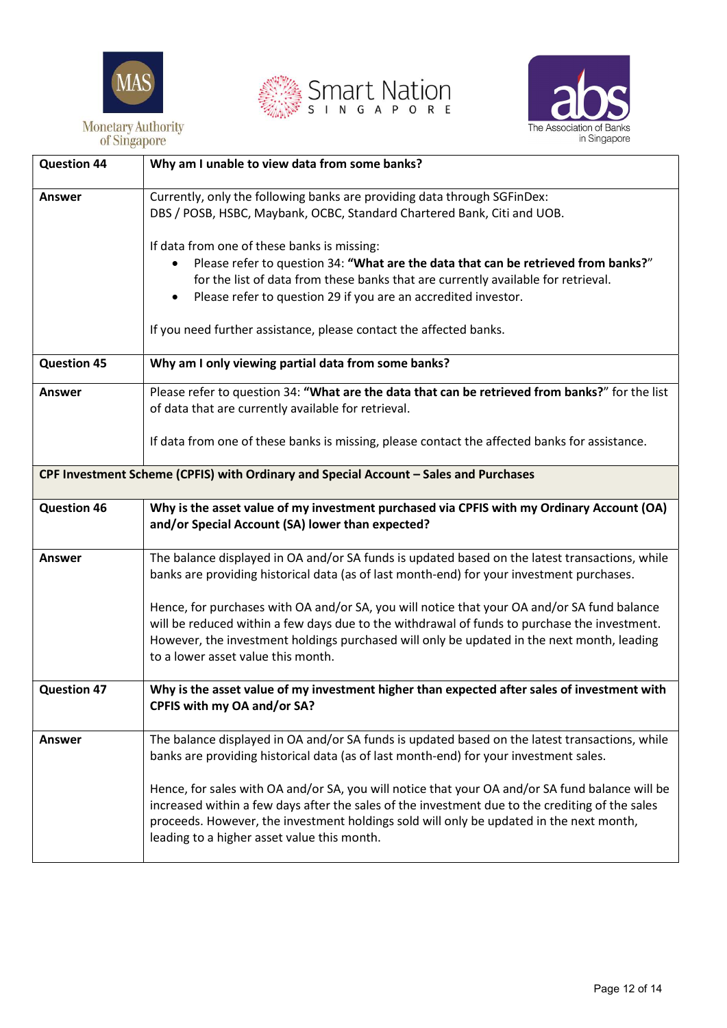| Question 44 | Why am I unable to view data from some banks? |
| --- | --- |
| Answer | Currently, only the following banks are providing data through SGFinDex: DBS / POSB, HSBC, Maybank, OCBC, Standard Chartered Bank, Citi and UOB.<br><br>If data from one of these banks is missing:<br>• Please refer to question 34: **"What are the data that can be retrieved from banks?"** for the list of data from these banks that are currently available for retrieval.<br>• Please refer to question 29 if you are an accredited investor.<br><br>If you need further assistance, please contact the affected banks. |
| **Question 45** | **Why am I only viewing partial data from some banks?** |
| **Answer** | Please refer to question 34: **"What are the data that can be retrieved from banks?"** for the list of data that are currently available for retrieval.<br><br>If data from one of these banks is missing, please contact the affected banks for assistance. |
| **CPF Investment Scheme (CPFIS) with Ordinary and Special Account – Sales and Purchases** | |
| **Question 46** | **Why is the asset value of my investment purchased via CPFIS with my Ordinary Account (OA) and/or Special Account (SA) lower than expected?** |
| **Answer** | The balance displayed in OA and/or SA funds is updated based on the latest transactions, while banks are providing historical data (as of last month-end) for your investment purchases.<br><br>Hence, for purchases with OA and/or SA, you will notice that your OA and/or SA fund balance will be reduced within a few days due to the withdrawal of funds to purchase the investment. However, the investment holdings purchased will only be updated in the next month, leading to a lower asset value this month. |
| **Question 47** | **Why is the asset value of my investment higher than expected after sales of investment with CPFIS with my OA and/or SA?** |
| **Answer** | The balance displayed in OA and/or SA funds is updated based on the latest transactions, while banks are providing historical data (as of last month-end) for your investment sales.<br><br>Hence, for sales with OA and/or SA, you will notice that your OA and/or SA fund balance will be increased within a few days after the sales of the investment due to the crediting of the sales proceeds. However, the investment holdings sold will only be updated in the next month, leading to a higher asset value this month. |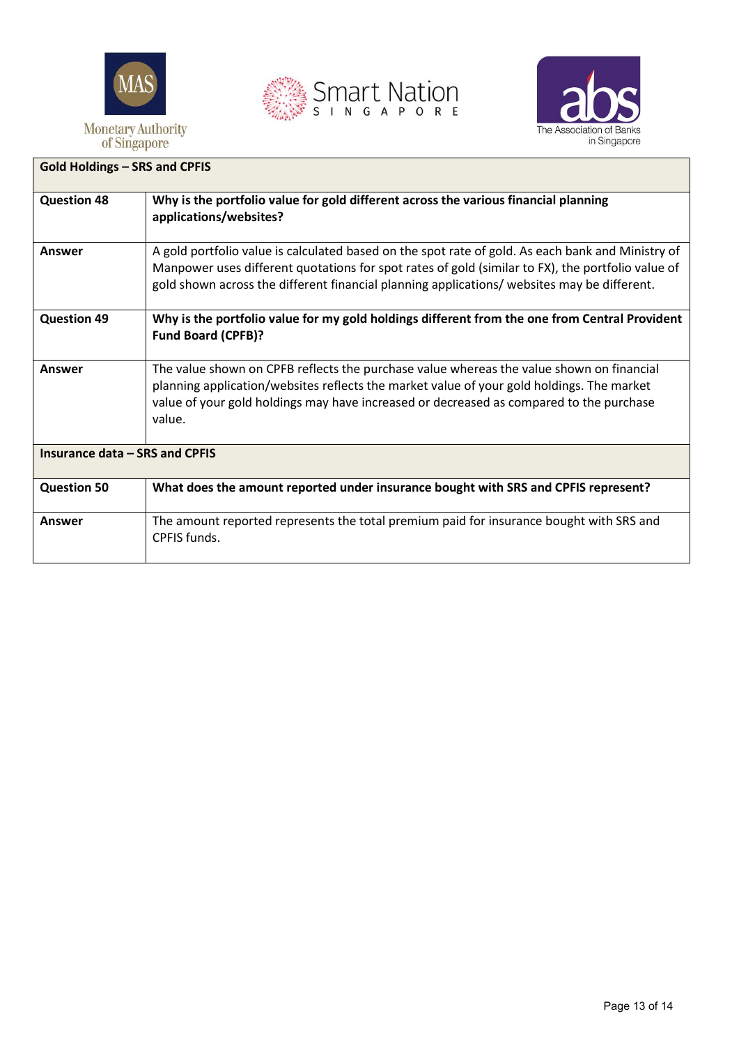| Gold Holdings – SRS and CPFIS | |
|---|---|
| **Question 48** | **Why is the portfolio value for gold different across the various financial planning applications/websites?** |
| **Answer** | A gold portfolio value is calculated based on the spot rate of gold. As each bank and Ministry of Manpower uses different quotations for spot rates of gold (similar to FX), the portfolio value of gold shown across the different financial planning applications/ websites may be different. |
| **Question 49** | **Why is the portfolio value for my gold holdings different from the one from Central Provident Fund Board (CPFB)?** |
| **Answer** | The value shown on CPFB reflects the purchase value whereas the value shown on financial planning application/websites reflects the market value of your gold holdings. The market value of your gold holdings may have increased or decreased as compared to the purchase value. |
| **Insurance data – SRS and CPFIS** | |
| **Question 50** | **What does the amount reported under insurance bought with SRS and CPFIS represent?** |
| **Answer** | The amount reported represents the total premium paid for insurance bought with SRS and CPFIS funds. |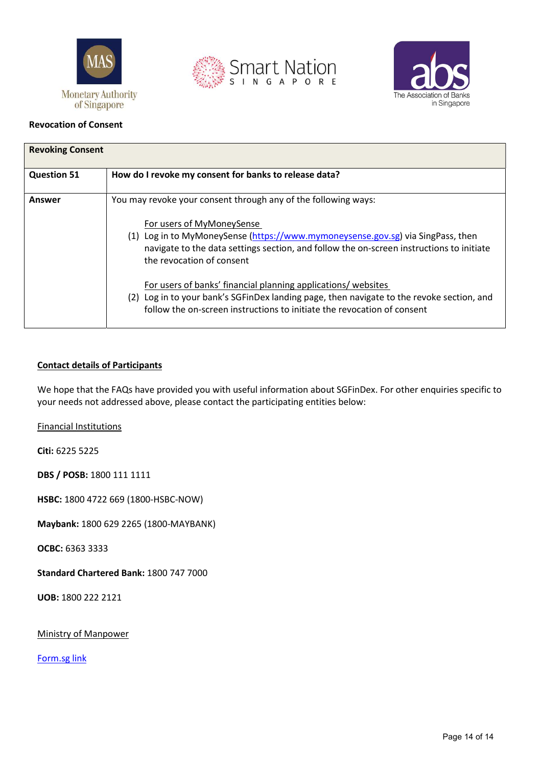**Revocation of Consent**

| **Revoking Consent** | |
|---|---|
| **Question 51** | **How do I revoke my consent for banks to release data?** |
| **Answer** | You may revoke your consent through any of the following ways:<br><br>For users of MyMoneySense<br>(1) Log in to MyMoneySense (https://www.mymoneysense.gov.sg) via SingPass, then navigate to the data settings section, and follow the on-screen instructions to initiate the revocation of consent<br><br>For users of banks' financial planning applications/ websites<br>(2) Log in to your bank's SGFinDex landing page, then navigate to the revoke section, and follow the on-screen instructions to initiate the revocation of consent |

**Contact details of Participants**

We hope that the FAQs have provided you with useful information about SGFinDex. For other enquiries specific to your needs not addressed above, please contact the participating entities below:

Financial Institutions

**Citi:** 6225 5225

**DBS / POSB:** 1800 111 1111

**HSBC:** 1800 4722 669 (1800-HSBC-NOW)

**Maybank:** 1800 629 2265 (1800-MAYBANK)

**OCBC:** 6363 3333

**Standard Chartered Bank:** 1800 747 7000

**UOB:** 1800 222 2121

Ministry of Manpower

Form.sg link